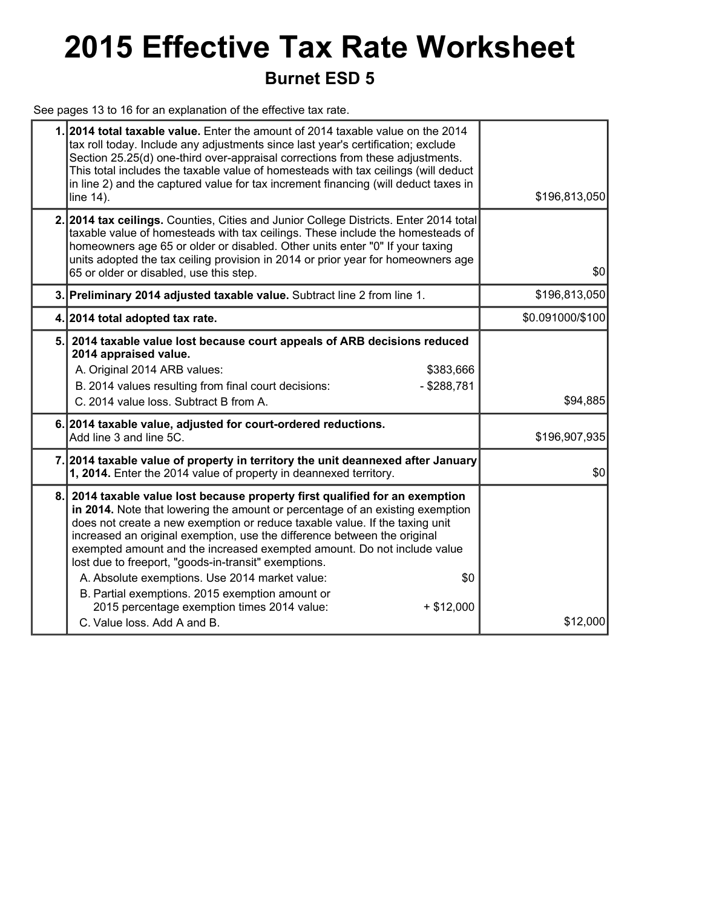# 2015 Effective Tax Rate Worksheet

## Burnet ESD 5

See pages 13 to 16 for an explanation of the effective tax rate.

| | | |
|---|---|---|
| 1. | **2014 total taxable value.** Enter the amount of 2014 taxable value on the 2014 tax roll today. Include any adjustments since last year's certification; exclude Section 25.25(d) one-third over-appraisal corrections from these adjustments. This total includes the taxable value of homesteads with tax ceilings (will deduct in line 2) and the captured value for tax increment financing (will deduct taxes in line 14). | $196,813,050 |
| 2. | **2014 tax ceilings.** Counties, Cities and Junior College Districts. Enter 2014 total taxable value of homesteads with tax ceilings. These include the homesteads of homeowners age 65 or older or disabled. Other units enter "0" If your taxing units adopted the tax ceiling provision in 2014 or prior year for homeowners age 65 or older or disabled, use this step. | $0 |
| 3. | **Preliminary 2014 adjusted taxable value.** Subtract line 2 from line 1. | $196,813,050 |
| 4. | **2014 total adopted tax rate.** | $0.091000/$100 |
| 5. | **2014 taxable value lost because court appeals of ARB decisions reduced 2014 appraised value.**<br>A. Original 2014 ARB values: $383,666<br>B. 2014 values resulting from final court decisions: - $288,781<br>C. 2014 value loss. Subtract B from A. | $94,885 |
| 6. | **2014 taxable value, adjusted for court-ordered reductions.** Add line 3 and line 5C. | $196,907,935 |
| 7. | **2014 taxable value of property in territory the unit deannexed after January 1, 2014.** Enter the 2014 value of property in deannexed territory. | $0 |
| 8. | **2014 taxable value lost because property first qualified for an exemption in 2014.** Note that lowering the amount or percentage of an existing exemption does not create a new exemption or reduce taxable value. If the taxing unit increased an original exemption, use the difference between the original exempted amount and the increased exempted amount. Do not include value lost due to freeport, "goods-in-transit" exemptions.<br>A. Absolute exemptions. Use 2014 market value: $0<br>B. Partial exemptions. 2015 exemption amount or 2015 percentage exemption times 2014 value: + $12,000<br>C. Value loss. Add A and B. | $12,000 |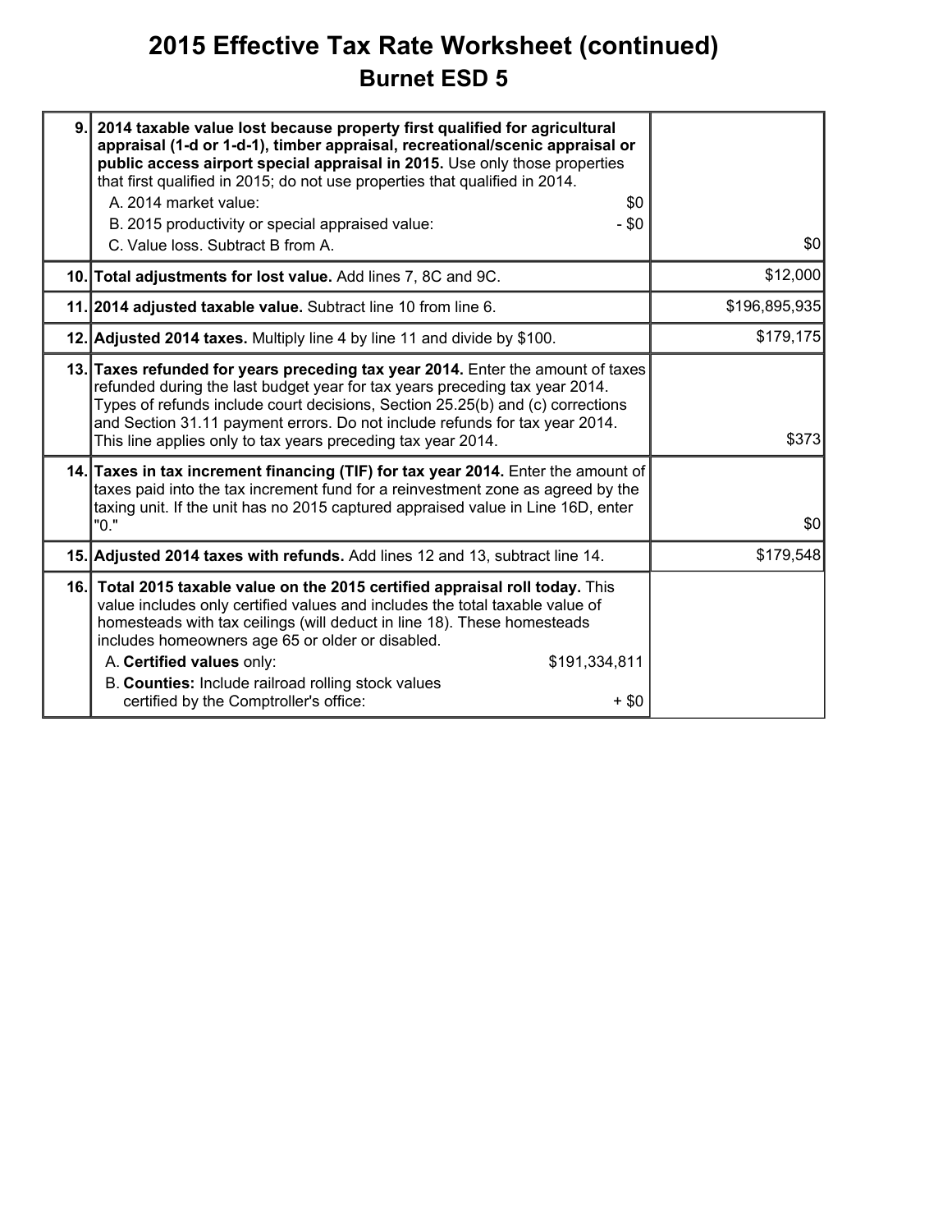# 2015 Effective Tax Rate Worksheet (continued)

## Burnet ESD 5

| Line | Description | Amount |
|---|---|---|
| 9. | **2014 taxable value lost because property first qualified for agricultural appraisal (1-d or 1-d-1), timber appraisal, recreational/scenic appraisal or public access airport special appraisal in 2015.** Use only those properties that first qualified in 2015; do not use properties that qualified in 2014.<br>A. 2014 market value: $0<br>B. 2015 productivity or special appraised value: - $0<br>C. Value loss. Subtract B from A. | $0 |
| 10. | **Total adjustments for lost value.** Add lines 7, 8C and 9C. | $12,000 |
| 11. | **2014 adjusted taxable value.** Subtract line 10 from line 6. | $196,895,935 |
| 12. | **Adjusted 2014 taxes.** Multiply line 4 by line 11 and divide by $100. | $179,175 |
| 13. | **Taxes refunded for years preceding tax year 2014.** Enter the amount of taxes refunded during the last budget year for tax years preceding tax year 2014. Types of refunds include court decisions, Section 25.25(b) and (c) corrections and Section 31.11 payment errors. Do not include refunds for tax year 2014. This line applies only to tax years preceding tax year 2014. | $373 |
| 14. | **Taxes in tax increment financing (TIF) for tax year 2014.** Enter the amount of taxes paid into the tax increment fund for a reinvestment zone as agreed by the taxing unit. If the unit has no 2015 captured appraised value in Line 16D, enter "0." | $0 |
| 15. | **Adjusted 2014 taxes with refunds.** Add lines 12 and 13, subtract line 14. | $179,548 |
| 16. | **Total 2015 taxable value on the 2015 certified appraisal roll today.** This value includes only certified values and includes the total taxable value of homesteads with tax ceilings (will deduct in line 18). These homesteads includes homeowners age 65 or older or disabled.<br>A. **Certified values** only: $191,334,811<br>B. **Counties:** Include railroad rolling stock values certified by the Comptroller's office: + $0 | |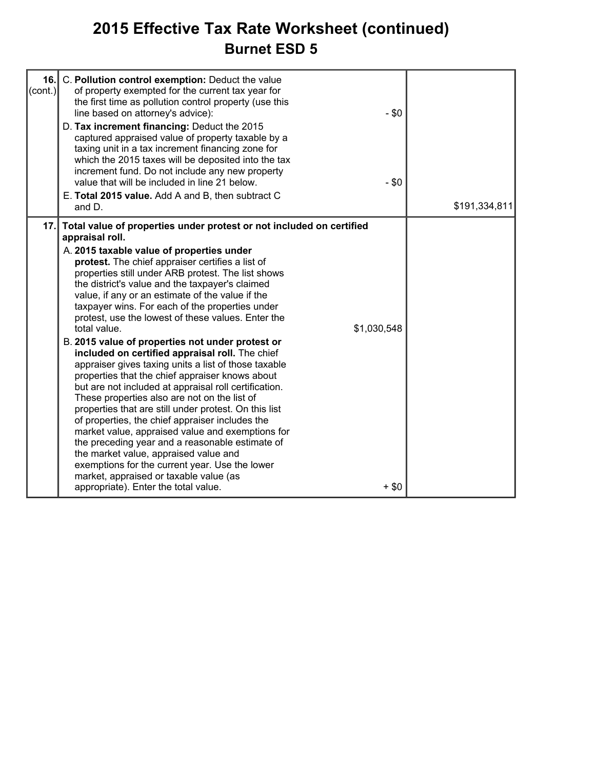# 2015 Effective Tax Rate Worksheet (continued)

## Burnet ESD 5

| | | | |
|---|---|---|---|
| 16. (cont.) | C. **Pollution control exemption:** Deduct the value of property exempted for the current tax year for the first time as pollution control property (use this line based on attorney's advice): | - $0 | |
| | D. **Tax increment financing:** Deduct the 2015 captured appraised value of property taxable by a taxing unit in a tax increment financing zone for which the 2015 taxes will be deposited into the tax increment fund. Do not include any new property value that will be included in line 21 below. | - $0 | |
| | E. **Total 2015 value.** Add A and B, then subtract C and D. | | $191,334,811 |
| 17. | **Total value of properties under protest or not included on certified appraisal roll.** | | |
| | A. **2015 taxable value of properties under protest.** The chief appraiser certifies a list of properties still under ARB protest. The list shows the district's value and the taxpayer's claimed value, if any or an estimate of the value if the taxpayer wins. For each of the properties under protest, use the lowest of these values. Enter the total value. | $1,030,548 | |
| | B. **2015 value of properties not under protest or included on certified appraisal roll.** The chief appraiser gives taxing units a list of those taxable properties that the chief appraiser knows about but are not included at appraisal roll certification. These properties also are not on the list of properties that are still under protest. On this list of properties, the chief appraiser includes the market value, appraised value and exemptions for the preceding year and a reasonable estimate of the market value, appraised value and exemptions for the current year. Use the lower market, appraised or taxable value (as appropriate). Enter the total value. | + $0 | |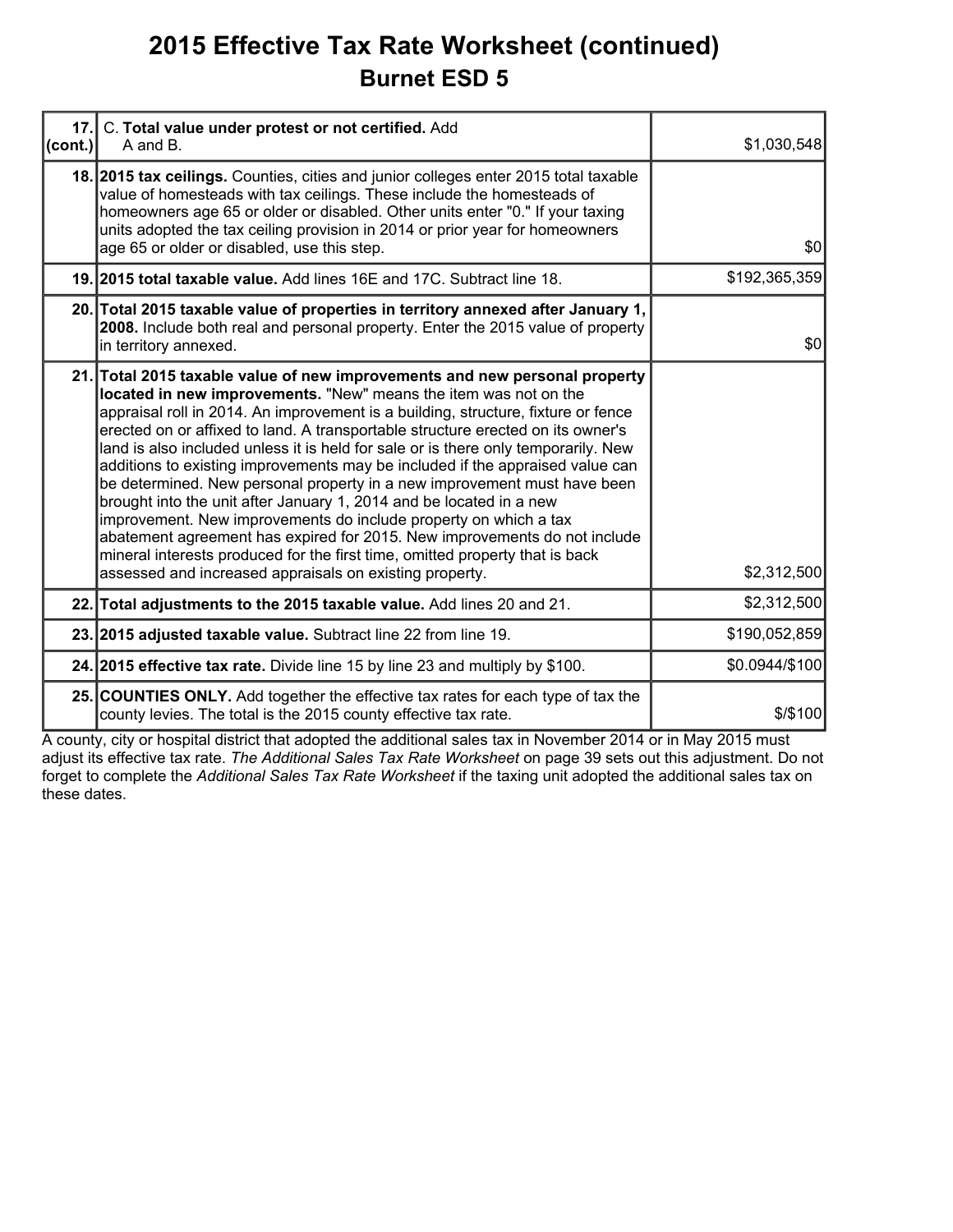# 2015 Effective Tax Rate Worksheet (continued)

## Burnet ESD 5

| | | |
|---|---|---|
| 17. (cont.) | C. **Total value under protest or not certified.** Add A and B. | $1,030,548 |
| 18. | **2015 tax ceilings.** Counties, cities and junior colleges enter 2015 total taxable value of homesteads with tax ceilings. These include the homesteads of homeowners age 65 or older or disabled. Other units enter "0." If your taxing units adopted the tax ceiling provision in 2014 or prior year for homeowners age 65 or older or disabled, use this step. | $0 |
| 19. | **2015 total taxable value.** Add lines 16E and 17C. Subtract line 18. | $192,365,359 |
| 20. | **Total 2015 taxable value of properties in territory annexed after January 1, 2008.** Include both real and personal property. Enter the 2015 value of property in territory annexed. | $0 |
| 21. | **Total 2015 taxable value of new improvements and new personal property located in new improvements.** "New" means the item was not on the appraisal roll in 2014. An improvement is a building, structure, fixture or fence erected on or affixed to land. A transportable structure erected on its owner's land is also included unless it is held for sale or is there only temporarily. New additions to existing improvements may be included if the appraised value can be determined. New personal property in a new improvement must have been brought into the unit after January 1, 2014 and be located in a new improvement. New improvements do include property on which a tax abatement agreement has expired for 2015. New improvements do not include mineral interests produced for the first time, omitted property that is back assessed and increased appraisals on existing property. | $2,312,500 |
| 22. | **Total adjustments to the 2015 taxable value.** Add lines 20 and 21. | $2,312,500 |
| 23. | **2015 adjusted taxable value.** Subtract line 22 from line 19. | $190,052,859 |
| 24. | **2015 effective tax rate.** Divide line 15 by line 23 and multiply by $100. | $0.0944/$100 |
| 25. | **COUNTIES ONLY.** Add together the effective tax rates for each type of tax the county levies. The total is the 2015 county effective tax rate. | $/$100 |

A county, city or hospital district that adopted the additional sales tax in November 2014 or in May 2015 must adjust its effective tax rate. *The Additional Sales Tax Rate Worksheet* on page 39 sets out this adjustment. Do not forget to complete the *Additional Sales Tax Rate Worksheet* if the taxing unit adopted the additional sales tax on these dates.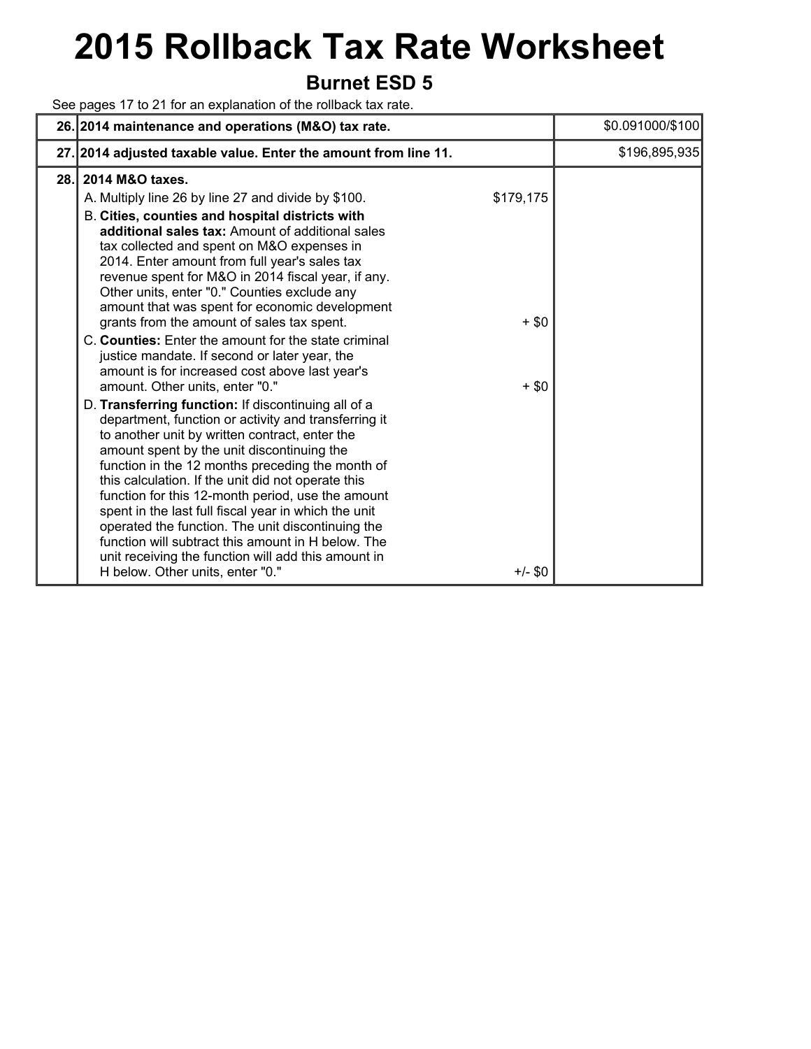# 2015 Rollback Tax Rate Worksheet

## Burnet ESD 5

See pages 17 to 21 for an explanation of the rollback tax rate.

| | | | |
|---|---|---|---|
| **26.** | **2014 maintenance and operations (M&O) tax rate.** | | $0.091000/$100 |
| **27.** | **2014 adjusted taxable value. Enter the amount from line 11.** | | $196,895,935 |
| **28.** | **2014 M&O taxes.** | | |
| | A. Multiply line 26 by line 27 and divide by $100. | $179,175 | |
| | B. **Cities, counties and hospital districts with additional sales tax:** Amount of additional sales tax collected and spent on M&O expenses in 2014. Enter amount from full year's sales tax revenue spent for M&O in 2014 fiscal year, if any. Other units, enter "0." Counties exclude any amount that was spent for economic development grants from the amount of sales tax spent. | + $0 | |
| | C. **Counties:** Enter the amount for the state criminal justice mandate. If second or later year, the amount is for increased cost above last year's amount. Other units, enter "0." | + $0 | |
| | D. **Transferring function:** If discontinuing all of a department, function or activity and transferring it to another unit by written contract, enter the amount spent by the unit discontinuing the function in the 12 months preceding the month of this calculation. If the unit did not operate this function for this 12-month period, use the amount spent in the last full fiscal year in which the unit operated the function. The unit discontinuing the function will subtract this amount in H below. The unit receiving the function will add this amount in H below. Other units, enter "0." | +/- $0 | |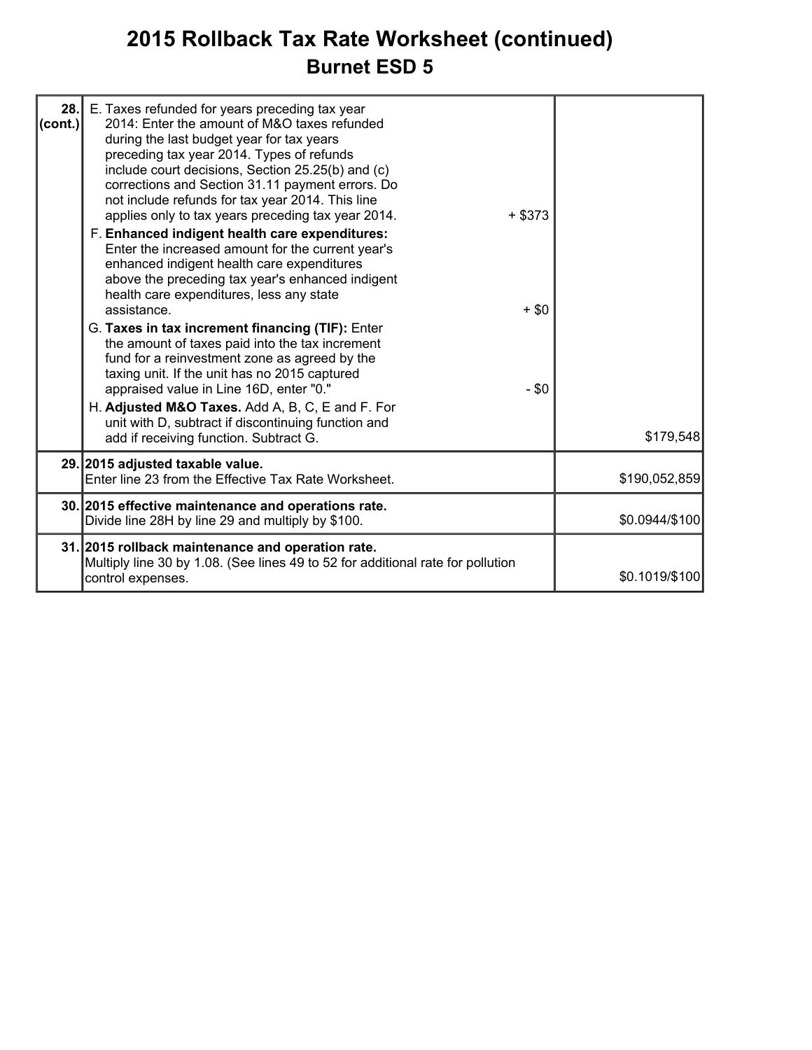# 2015 Rollback Tax Rate Worksheet (continued)

## Burnet ESD 5

| | | | |
|---|---|---|---|
| **28. (cont.)** | E. Taxes refunded for years preceding tax year 2014: Enter the amount of M&O taxes refunded during the last budget year for tax years preceding tax year 2014. Types of refunds include court decisions, Section 25.25(b) and (c) corrections and Section 31.11 payment errors. Do not include refunds for tax year 2014. This line applies only to tax years preceding tax year 2014. | + $373 | |
| | F. **Enhanced indigent health care expenditures:** Enter the increased amount for the current year's enhanced indigent health care expenditures above the preceding tax year's enhanced indigent health care expenditures, less any state assistance. | + $0 | |
| | G. **Taxes in tax increment financing (TIF):** Enter the amount of taxes paid into the tax increment fund for a reinvestment zone as agreed by the taxing unit. If the unit has no 2015 captured appraised value in Line 16D, enter "0." | - $0 | |
| | H. **Adjusted M&O Taxes.** Add A, B, C, E and F. For unit with D, subtract if discontinuing function and add if receiving function. Subtract G. | | $179,548 |
| **29.** | **2015 adjusted taxable value.** Enter line 23 from the Effective Tax Rate Worksheet. | | $190,052,859 |
| **30.** | **2015 effective maintenance and operations rate.** Divide line 28H by line 29 and multiply by $100. | | $0.0944/$100 |
| **31.** | **2015 rollback maintenance and operation rate.** Multiply line 30 by 1.08. (See lines 49 to 52 for additional rate for pollution control expenses. | | $0.1019/$100 |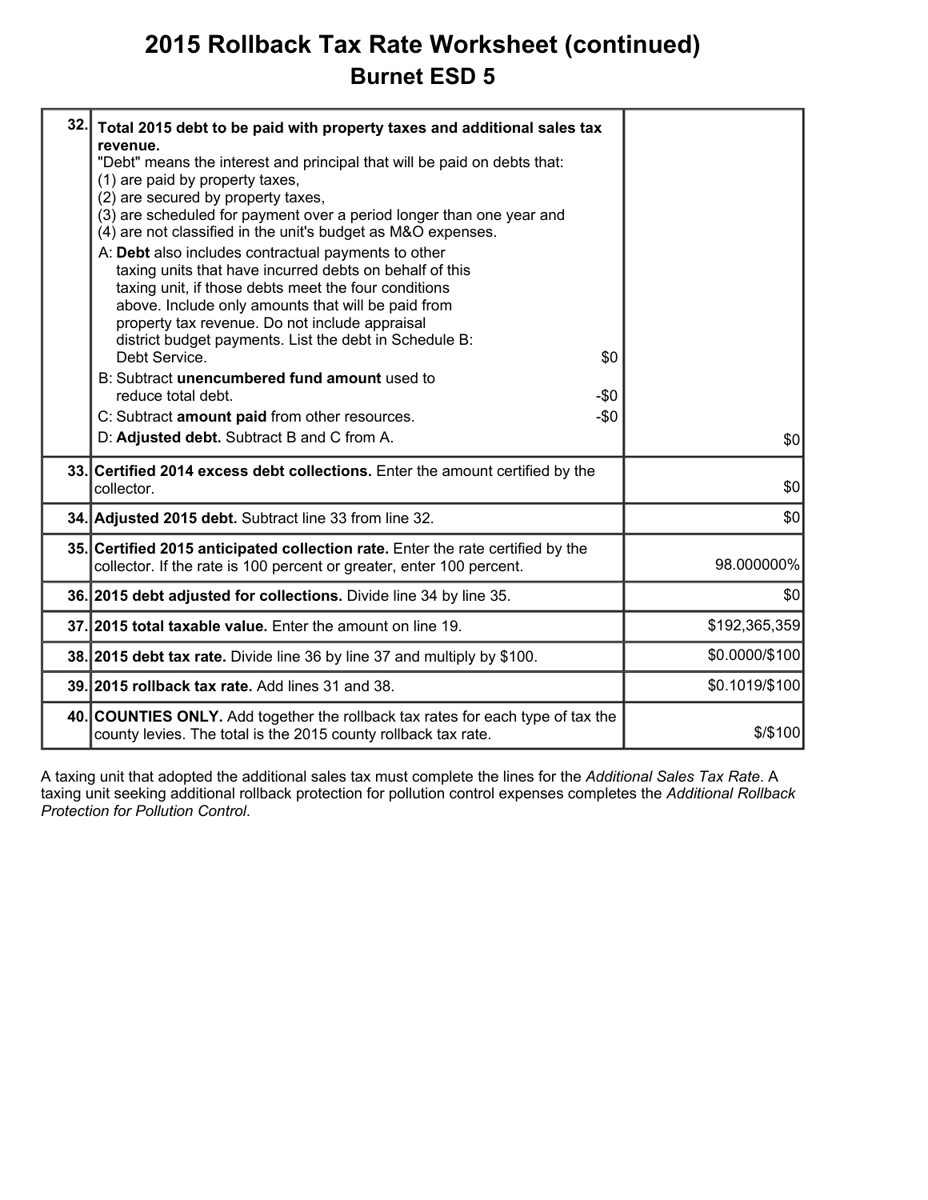# 2015 Rollback Tax Rate Worksheet (continued)

## Burnet ESD 5

| | | |
|---|---|---|
| 32. | **Total 2015 debt to be paid with property taxes and additional sales tax revenue.**<br>"Debt" means the interest and principal that will be paid on debts that:<br>(1) are paid by property taxes,<br>(2) are secured by property taxes,<br>(3) are scheduled for payment over a period longer than one year and<br>(4) are not classified in the unit's budget as M&O expenses.<br>A: **Debt** also includes contractual payments to other taxing units that have incurred debts on behalf of this taxing unit, if those debts meet the four conditions above. Include only amounts that will be paid from property tax revenue. Do not include appraisal district budget payments. List the debt in Schedule B: Debt Service. $0<br>B: Subtract **unencumbered fund amount** used to reduce total debt. -$0<br>C: Subtract **amount paid** from other resources. -$0<br>D: **Adjusted debt.** Subtract B and C from A. | $0 |
| 33. | **Certified 2014 excess debt collections.** Enter the amount certified by the collector. | $0 |
| 34. | **Adjusted 2015 debt.** Subtract line 33 from line 32. | $0 |
| 35. | **Certified 2015 anticipated collection rate.** Enter the rate certified by the collector. If the rate is 100 percent or greater, enter 100 percent. | 98.000000% |
| 36. | **2015 debt adjusted for collections.** Divide line 34 by line 35. | $0 |
| 37. | **2015 total taxable value.** Enter the amount on line 19. | $192,365,359 |
| 38. | **2015 debt tax rate.** Divide line 36 by line 37 and multiply by $100. | $0.0000/$100 |
| 39. | **2015 rollback tax rate.** Add lines 31 and 38. | $0.1019/$100 |
| 40. | **COUNTIES ONLY.** Add together the rollback tax rates for each type of tax the county levies. The total is the 2015 county rollback tax rate. | $/$100 |

A taxing unit that adopted the additional sales tax must complete the lines for the *Additional Sales Tax Rate*. A taxing unit seeking additional rollback protection for pollution control expenses completes the *Additional Rollback Protection for Pollution Control*.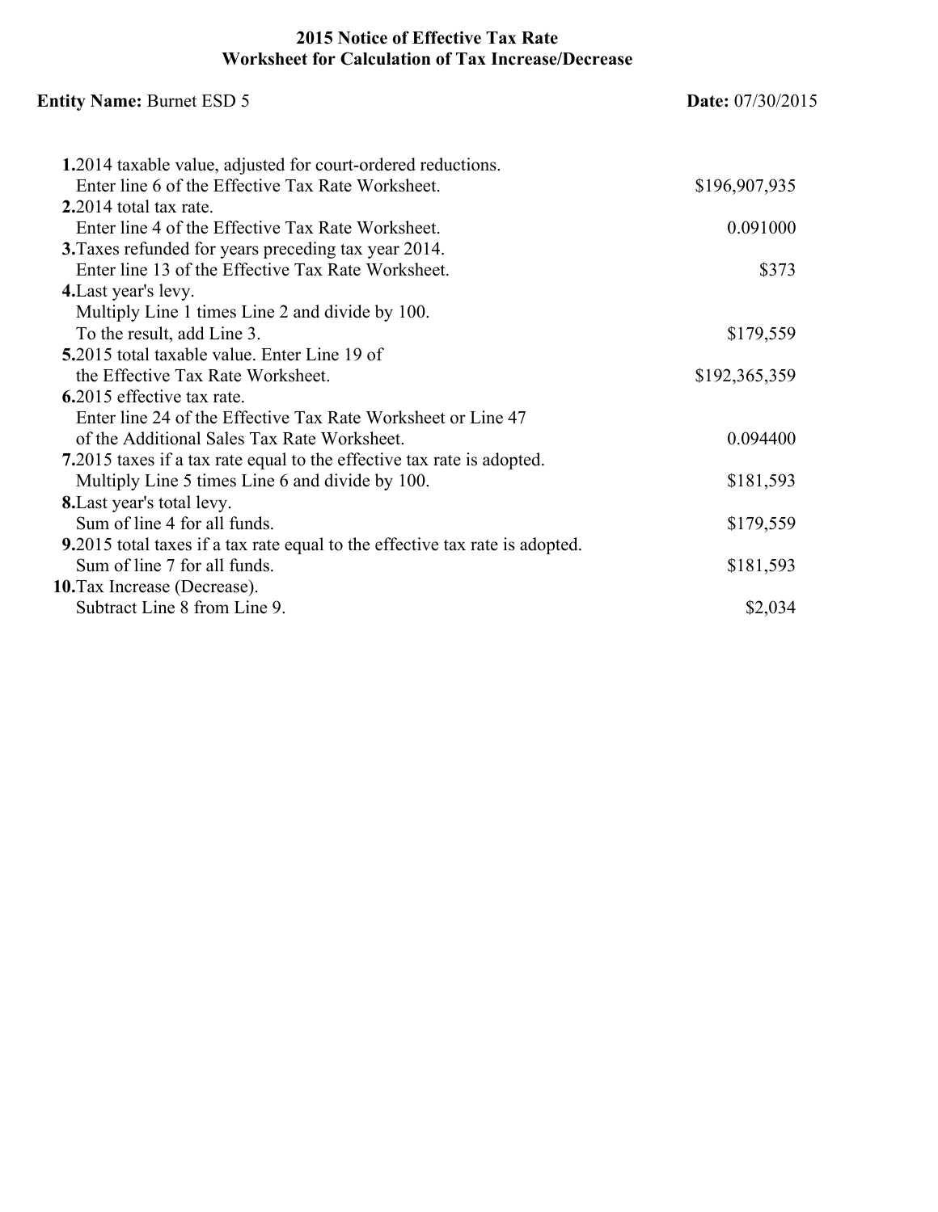**2015 Notice of Effective Tax Rate**
**Worksheet for Calculation of Tax Increase/Decrease**

**Entity Name:** Burnet ESD 5 **Date:** 07/30/2015

| | |
|---|---|
| **1.** 2014 taxable value, adjusted for court-ordered reductions. Enter line 6 of the Effective Tax Rate Worksheet. | $196,907,935 |
| **2.** 2014 total tax rate. Enter line 4 of the Effective Tax Rate Worksheet. | 0.091000 |
| **3.** Taxes refunded for years preceding tax year 2014. Enter line 13 of the Effective Tax Rate Worksheet. | $373 |
| **4.** Last year's levy. Multiply Line 1 times Line 2 and divide by 100. To the result, add Line 3. | $179,559 |
| **5.** 2015 total taxable value. Enter Line 19 of the Effective Tax Rate Worksheet. | $192,365,359 |
| **6.** 2015 effective tax rate. Enter line 24 of the Effective Tax Rate Worksheet or Line 47 of the Additional Sales Tax Rate Worksheet. | 0.094400 |
| **7.** 2015 taxes if a tax rate equal to the effective tax rate is adopted. Multiply Line 5 times Line 6 and divide by 100. | $181,593 |
| **8.** Last year's total levy. Sum of line 4 for all funds. | $179,559 |
| **9.** 2015 total taxes if a tax rate equal to the effective tax rate is adopted. Sum of line 7 for all funds. | $181,593 |
| **10.** Tax Increase (Decrease). Subtract Line 8 from Line 9. | $2,034 |